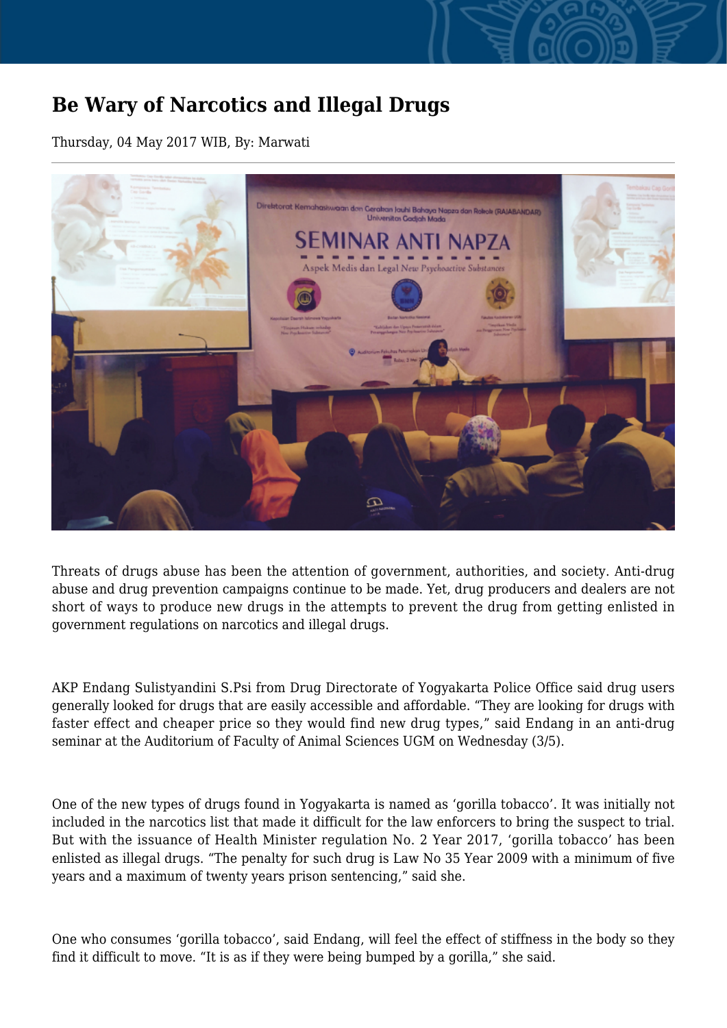# Be Wary of Narcotics and Illegal Drugs

Thursday, 04 May 2017 WIB, By: Marwati

Threats of drugs abuse has been the attention of government, authorities, and society. Anti-drug abuse and drug prevention campaigns continue to be made. Yet, drug producers and dealers are not short of ways to produce new drugs in the attempts to prevent the drug from getting enlisted in government regulations on narcotics and illegal drugs.

AKP Endang Sulistyandini S.Psi from Drug Directorate of Yogyakarta Police Office said drug users generally looked for drugs that are easily accessible and affordable. “They are looking for drugs with faster effect and cheaper price so they would find new drug types,” said Endang in an anti-drug seminar at the Auditorium of Faculty of Animal Sciences UGM on Wednesday (3/5).

One of the new types of drugs found in Yogyakarta is named as ‘gorilla tobacco’. It was initially not included in the narcotics list that made it difficult for the law enforcers to bring the suspect to trial. But with the issuance of Health Minister regulation No. 2 Year 2017, ‘gorilla tobacco’ has been enlisted as illegal drugs. “The penalty for such drug is Law No 35 Year 2009 with a minimum of five years and a maximum of twenty years prison sentencing,” said she.

One who consumes ‘gorilla tobacco’, said Endang, will feel the effect of stiffness in the body so they find it difficult to move. “It is as if they were being bumped by a gorilla,” she said.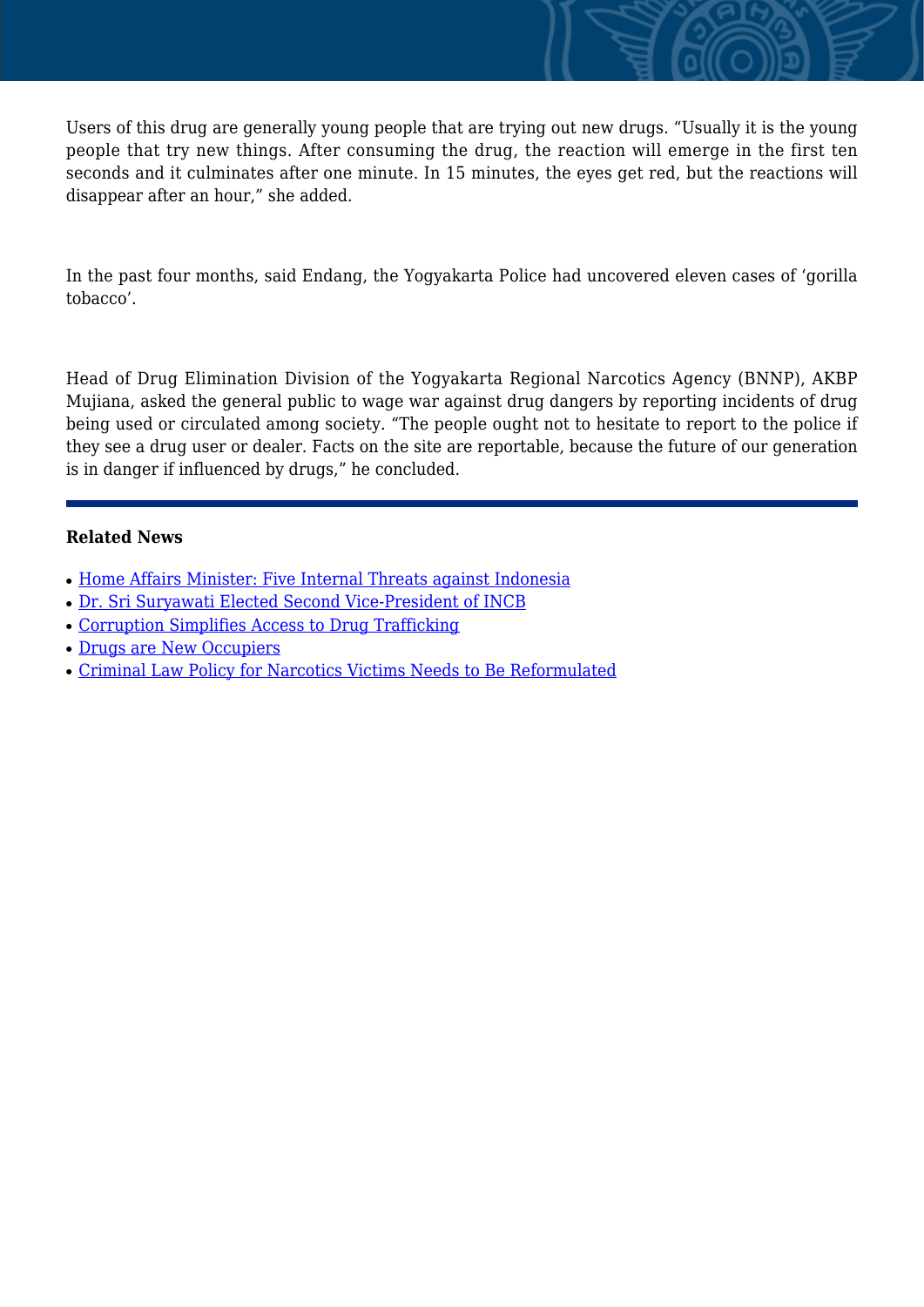Users of this drug are generally young people that are trying out new drugs. “Usually it is the young people that try new things. After consuming the drug, the reaction will emerge in the first ten seconds and it culminates after one minute. In 15 minutes, the eyes get red, but the reactions will disappear after an hour,” she added.

In the past four months, said Endang, the Yogyakarta Police had uncovered eleven cases of ‘gorilla tobacco’.

Head of Drug Elimination Division of the Yogyakarta Regional Narcotics Agency (BNNP), AKBP Mujiana, asked the general public to wage war against drug dangers by reporting incidents of drug being used or circulated among society. “The people ought not to hesitate to report to the police if they see a drug user or dealer. Facts on the site are reportable, because the future of our generation is in danger if influenced by drugs,” he concluded.

---

**Related News**

- Home Affairs Minister: Five Internal Threats against Indonesia
- Dr. Sri Suryawati Elected Second Vice-President of INCB
- Corruption Simplifies Access to Drug Trafficking
- Drugs are New Occupiers
- Criminal Law Policy for Narcotics Victims Needs to Be Reformulated